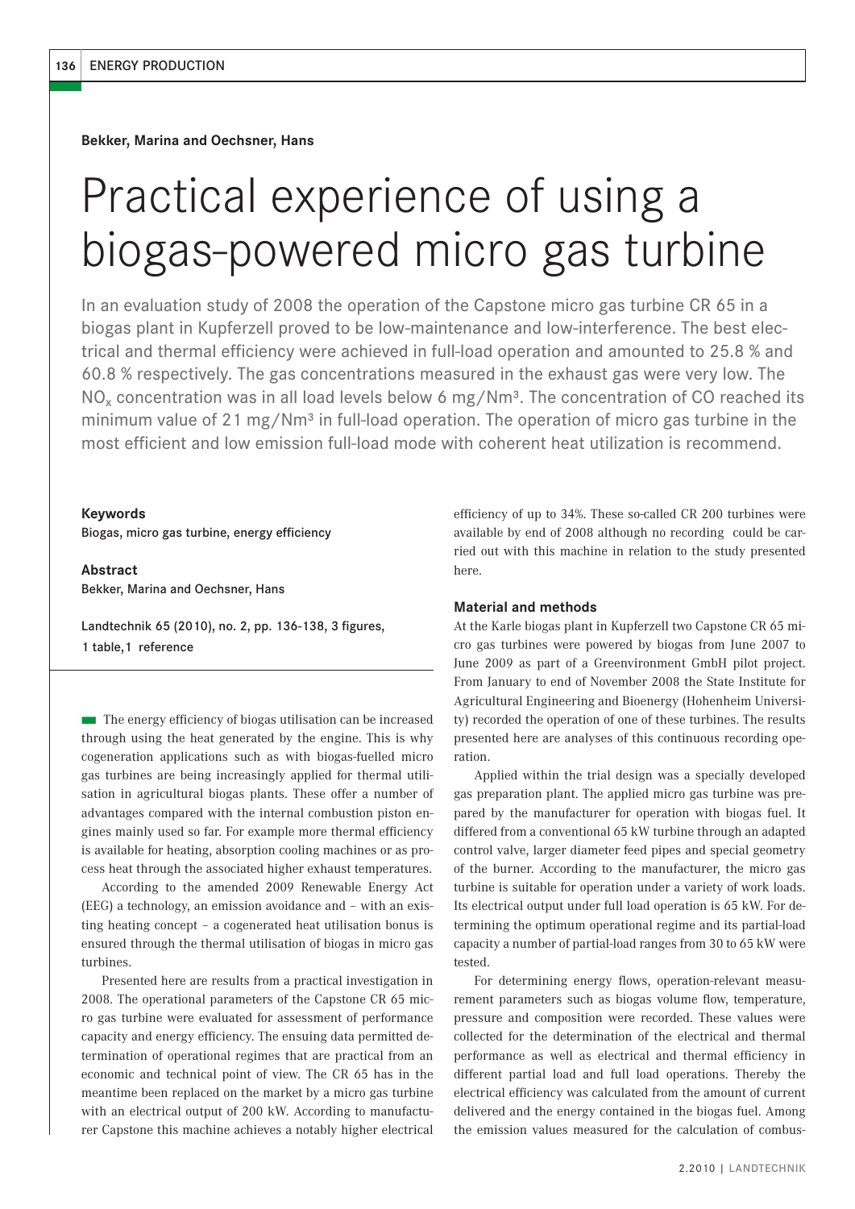**Bekker, Marina and Oechsner, Hans**

# Practical experience of using a biogas-powered micro gas turbine

In an evaluation study of 2008 the operation of the Capstone micro gas turbine CR 65 in a biogas plant in Kupferzell proved to be low-maintenance and low-interference. The best electrical and thermal efficiency were achieved in full-load operation and amounted to 25.8 % and 60.8 % respectively. The gas concentrations measured in the exhaust gas were very low. The $NO_x$ concentration was in all load levels below 6 mg/Nm³. The concentration of CO reached its minimum value of 21 mg/Nm³ in full-load operation. The operation of micro gas turbine in the most efficient and low emission full-load mode with coherent heat utilization is recommend.

**Keywords**

Biogas, micro gas turbine, energy efficiency

**Abstract**

Bekker, Marina and Oechsner, Hans

Landtechnik 65 (2010), no. 2, pp. 136-138, 3 figures, 1 table, 1 reference

The energy efficiency of biogas utilisation can be increased through using the heat generated by the engine. This is why cogeneration applications such as with biogas-fuelled micro gas turbines are being increasingly applied for thermal utilisation in agricultural biogas plants. These offer a number of advantages compared with the internal combustion piston engines mainly used so far. For example more thermal efficiency is available for heating, absorption cooling machines or as process heat through the associated higher exhaust temperatures.

According to the amended 2009 Renewable Energy Act (EEG) a technology, an emission avoidance and – with an existing heating concept – a cogenerated heat utilisation bonus is ensured through the thermal utilisation of biogas in micro gas turbines.

Presented here are results from a practical investigation in 2008. The operational parameters of the Capstone CR 65 micro gas turbine were evaluated for assessment of performance capacity and energy efficiency. The ensuing data permitted determination of operational regimes that are practical from an economic and technical point of view. The CR 65 has in the meantime been replaced on the market by a micro gas turbine with an electrical output of 200 kW. According to manufacturer Capstone this machine achieves a notably higher electrical efficiency of up to 34%. These so-called CR 200 turbines were available by end of 2008 although no recording could be carried out with this machine in relation to the study presented here.

## Material and methods

At the Karle biogas plant in Kupferzell two Capstone CR 65 micro gas turbines were powered by biogas from June 2007 to June 2009 as part of a Greenvironment GmbH pilot project. From January to end of November 2008 the State Institute for Agricultural Engineering and Bioenergy (Hohenheim University) recorded the operation of one of these turbines. The results presented here are analyses of this continuous recording operation.

Applied within the trial design was a specially developed gas preparation plant. The applied micro gas turbine was prepared by the manufacturer for operation with biogas fuel. It differed from a conventional 65 kW turbine through an adapted control valve, larger diameter feed pipes and special geometry of the burner. According to the manufacturer, the micro gas turbine is suitable for operation under a variety of work loads. Its electrical output under full load operation is 65 kW. For determining the optimum operational regime and its partial-load capacity a number of partial-load ranges from 30 to 65 kW were tested.

For determining energy flows, operation-relevant measurement parameters such as biogas volume flow, temperature, pressure and composition were recorded. These values were collected for the determination of the electrical and thermal performance as well as electrical and thermal efficiency in different partial load and full load operations. Thereby the electrical efficiency was calculated from the amount of current delivered and the energy contained in the biogas fuel. Among the emission values measured for the calculation of combus-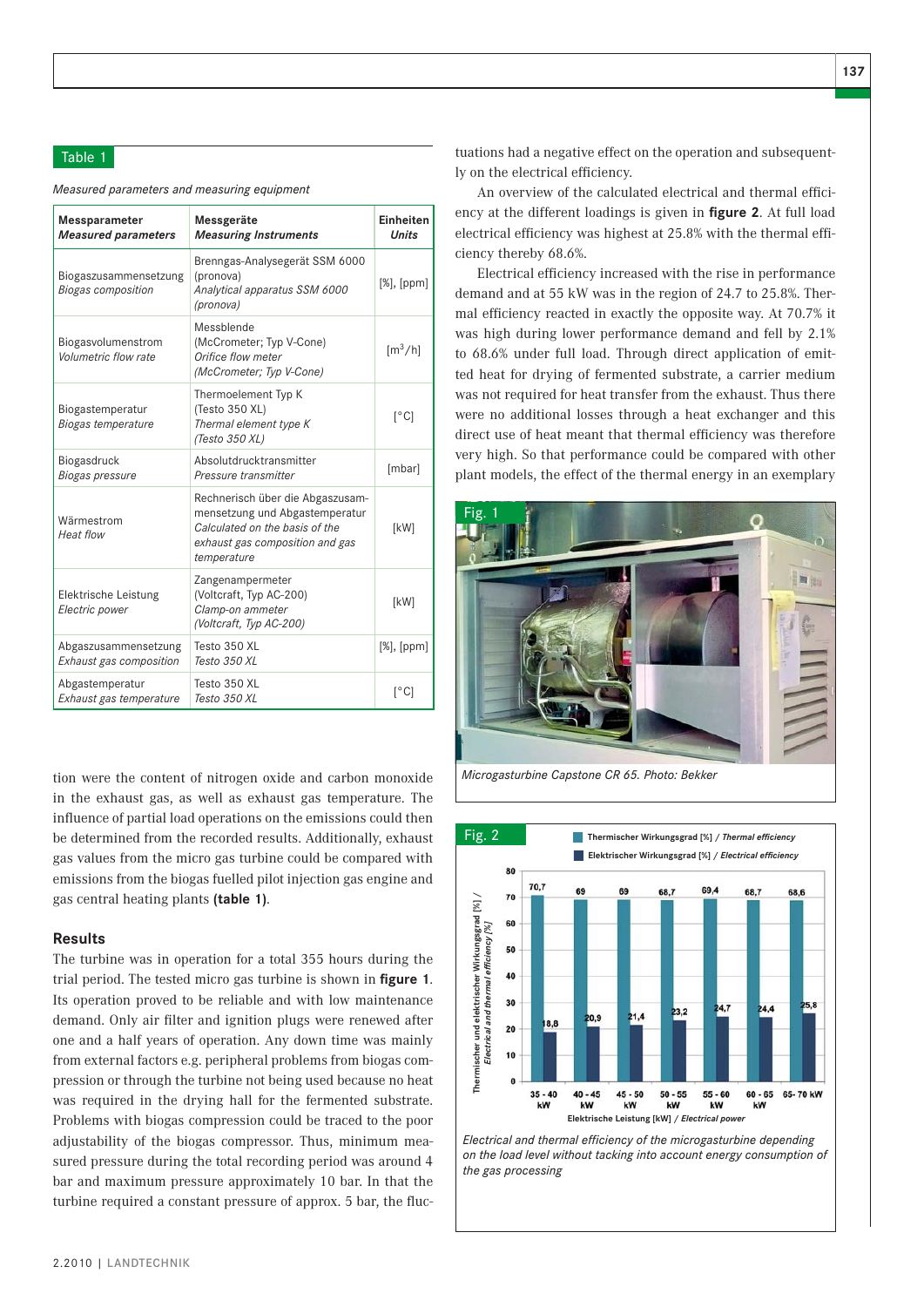Table 1

*Measured parameters and measuring equipment*

| **Messparameter** *Measured parameters* | **Messgeräte** *Measuring Instruments* | **Einheiten** *Units* |
|---|---|---|
| Biogaszusammensetzung *Biogas composition* | Brenngas-Analysegerät SSM 6000 (pronova) *Analytical apparatus SSM 6000 (pronova)* | [%], [ppm] |
| Biogasvolumenstrom *Volumetric flow rate* | Messblende (McCrometer; Typ V-Cone) *Orifice flow meter (McCrometer; Typ V-Cone)* | [$m^3$/h] |
| Biogastemperatur *Biogas temperature* | Thermoelement Typ K (Testo 350 XL) *Thermal element type K (Testo 350 XL)* | [°C] |
| Biogasdruck *Biogas pressure* | Absolutdrucktransmitter *Pressure transmitter* | [mbar] |
| Wärmestrom *Heat flow* | Rechnerisch über die Abgaszusammensetzung und Abgastemperatur *Calculated on the basis of the exhaust gas composition and gas temperature* | [kW] |
| Elektrische Leistung *Electric power* | Zangenampermeter (Voltcraft, Typ AC-200) *Clamp-on ammeter (Voltcraft, Typ AC-200)* | [kW] |
| Abgaszusammensetzung *Exhaust gas composition* | Testo 350 XL *Testo 350 XL* | [%], [ppm] |
| Abgastemperatur *Exhaust gas temperature* | Testo 350 XL *Testo 350 XL* | [°C] |

tion were the content of nitrogen oxide and carbon monoxide in the exhaust gas, as well as exhaust gas temperature. The influence of partial load operations on the emissions could then be determined from the recorded results. Additionally, exhaust gas values from the micro gas turbine could be compared with emissions from the biogas fuelled pilot injection gas engine and gas central heating plants **(table 1)**.

## Results

The turbine was in operation for a total 355 hours during the trial period. The tested micro gas turbine is shown in **figure 1**. Its operation proved to be reliable and with low maintenance demand. Only air filter and ignition plugs were renewed after one and a half years of operation. Any down time was mainly from external factors e.g. peripheral problems from biogas compression or through the turbine not being used because no heat was required in the drying hall for the fermented substrate. Problems with biogas compression could be traced to the poor adjustability of the biogas compressor. Thus, minimum measured pressure during the total recording period was around 4 bar and maximum pressure approximately 10 bar. In that the turbine required a constant pressure of approx. 5 bar, the fluctuations had a negative effect on the operation and subsequently on the electrical efficiency.

An overview of the calculated electrical and thermal efficiency at the different loadings is given in **figure 2**. At full load electrical efficiency was highest at 25.8% with the thermal efficiency thereby 68.6%.

Electrical efficiency increased with the rise in performance demand and at 55 kW was in the region of 24.7 to 25.8%. Thermal efficiency reacted in exactly the opposite way. At 70.7% it was high during lower performance demand and fell by 2.1% to 68.6% under full load. Through direct application of emitted heat for drying of fermented substrate, a carrier medium was not required for heat transfer from the exhaust. Thus there were no additional losses through a heat exchanger and this direct use of heat meant that thermal efficiency was therefore very high. So that performance could be compared with other plant models, the effect of the thermal energy in an exemplary

Fig. 1

*Microgasturbine Capstone CR 65. Photo: Bekker*

Fig. 2

| Elektrische Leistung [kW] / *Electrical power* | Thermischer Wirkungsgrad [%] / *Thermal efficiency* | Elektrischer Wirkungsgrad [%] / *Electrical efficiency* |
|---|---|---|
| 35 - 40 kW | 70,7 | 18,8 |
| 40 - 45 kW | 69 | 20,9 |
| 45 - 50 kW | 69 | 21,4 |
| 50 - 55 kW | 68,7 | 23,2 |
| 55 - 60 kW | 69,4 | 24,7 |
| 60 - 65 kW | 68,7 | 24,4 |
| 65- 70 kW | 68,6 | 25,8 |

*Electrical and thermal efficiency of the microgasturbine depending on the load level without tacking into account energy consumption of the gas processing*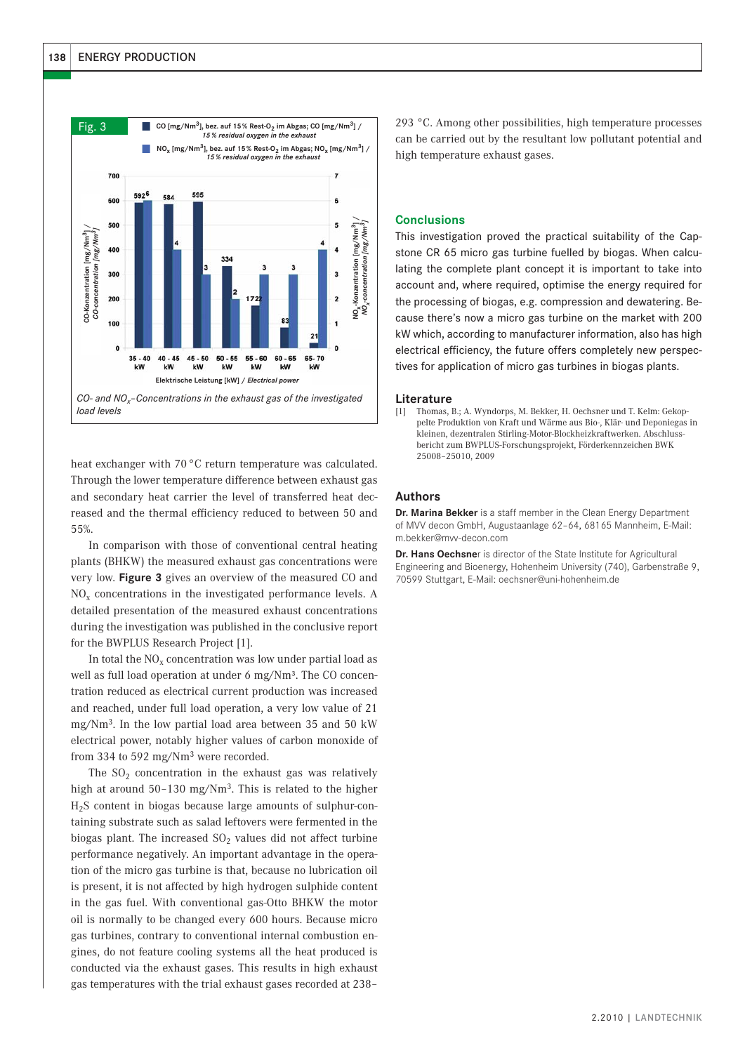Fig. 3

CO [mg/Nm³], bez. auf 15 % Rest-$O_2$ im Abgas; CO [mg/Nm³] / *15 % residual oxygen in the exhaust*

$NO_x$ [mg/Nm³], bez. auf 15 % Rest-$O_2$ im Abgas; $NO_x$ [mg/Nm³] / *15 % residual oxygen in the exhaust*

CO-Konzentration [mg/Nm³] / *CO-concentration [mg/Nm³]*

700
600
500
400
300
200
100
0

$NO_x$-Konzentration [mg/Nm³] / *$NO_x$-concentration [mg/Nm³]*

7
6
5
4
3
2
1
0

592 6
584 4
595 3
334 2
172 2
83 3
21 4
3
3

35 - 40 kW
40 - 45 kW
45 - 50 kW
50 - 55 kW
55 - 60 kW
60 - 65 kW
65 - 70 kW

Elektrische Leistung [kW] / *Electrical power*

*CO- and $NO_x$–Concentrations in the exhaust gas of the investigated load levels*

heat exchanger with 70 °C return temperature was calculated. Through the lower temperature difference between exhaust gas and secondary heat carrier the level of transferred heat decreased and the thermal efficiency reduced to between 50 and 55%.

In comparison with those of conventional central heating plants (BHKW) the measured exhaust gas concentrations were very low. **Figure 3** gives an overview of the measured CO and $NO_x$ concentrations in the investigated performance levels. A detailed presentation of the measured exhaust concentrations during the investigation was published in the conclusive report for the BWPLUS Research Project [1].

In total the $NO_x$ concentration was low under partial load as well as full load operation at under 6 mg/Nm³. The CO concentration reduced as electrical current production was increased and reached, under full load operation, a very low value of 21 mg/Nm³. In the low partial load area between 35 and 50 kW electrical power, notably higher values of carbon monoxide of from 334 to 592 mg/Nm³ were recorded.

The $SO_2$ concentration in the exhaust gas was relatively high at around 50–130 mg/Nm³. This is related to the higher $H_2S$ content in biogas because large amounts of sulphur-containing substrate such as salad leftovers were fermented in the biogas plant. The increased $SO_2$ values did not affect turbine performance negatively. An important advantage in the operation of the micro gas turbine is that, because no lubrication oil is present, it is not affected by high hydrogen sulphide content in the gas fuel. With conventional gas-Otto BHKW the motor oil is normally to be changed every 600 hours. Because micro gas turbines, contrary to conventional internal combustion engines, do not feature cooling systems all the heat produced is conducted via the exhaust gases. This results in high exhaust gas temperatures with the trial exhaust gases recorded at 238–293 °C. Among other possibilities, high temperature processes can be carried out by the resultant low pollutant potential and high temperature exhaust gases.

## Conclusions

This investigation proved the practical suitability of the Capstone CR 65 micro gas turbine fuelled by biogas. When calculating the complete plant concept it is important to take into account and, where required, optimise the energy required for the processing of biogas, e.g. compression and dewatering. Because there's now a micro gas turbine on the market with 200 kW which, according to manufacturer information, also has high electrical efficiency, the future offers completely new perspectives for application of micro gas turbines in biogas plants.

## Literature

[1] Thomas, B.; A. Wyndorps, M. Bekker, H. Oechsner und T. Kelm: Gekoppelte Produktion von Kraft und Wärme aus Bio-, Klär- und Deponiegas in kleinen, dezentralen Stirling-Motor-Blockheizkraftwerken. Abschlussbericht zum BWPLUS-Forschungsprojekt, Förderkennzeichen BWK 25008–25010, 2009

## Authors

**Dr. Marina Bekker** is a staff member in the Clean Energy Department of MVV decon GmbH, Augustaanlage 62–64, 68165 Mannheim, E-Mail: m.bekker@mvv-decon.com

**Dr. Hans Oechsne**r is director of the State Institute for Agricultural Engineering and Bioenergy, Hohenheim University (740), Garbenstraße 9, 70599 Stuttgart, E-Mail: oechsner@uni-hohenheim.de